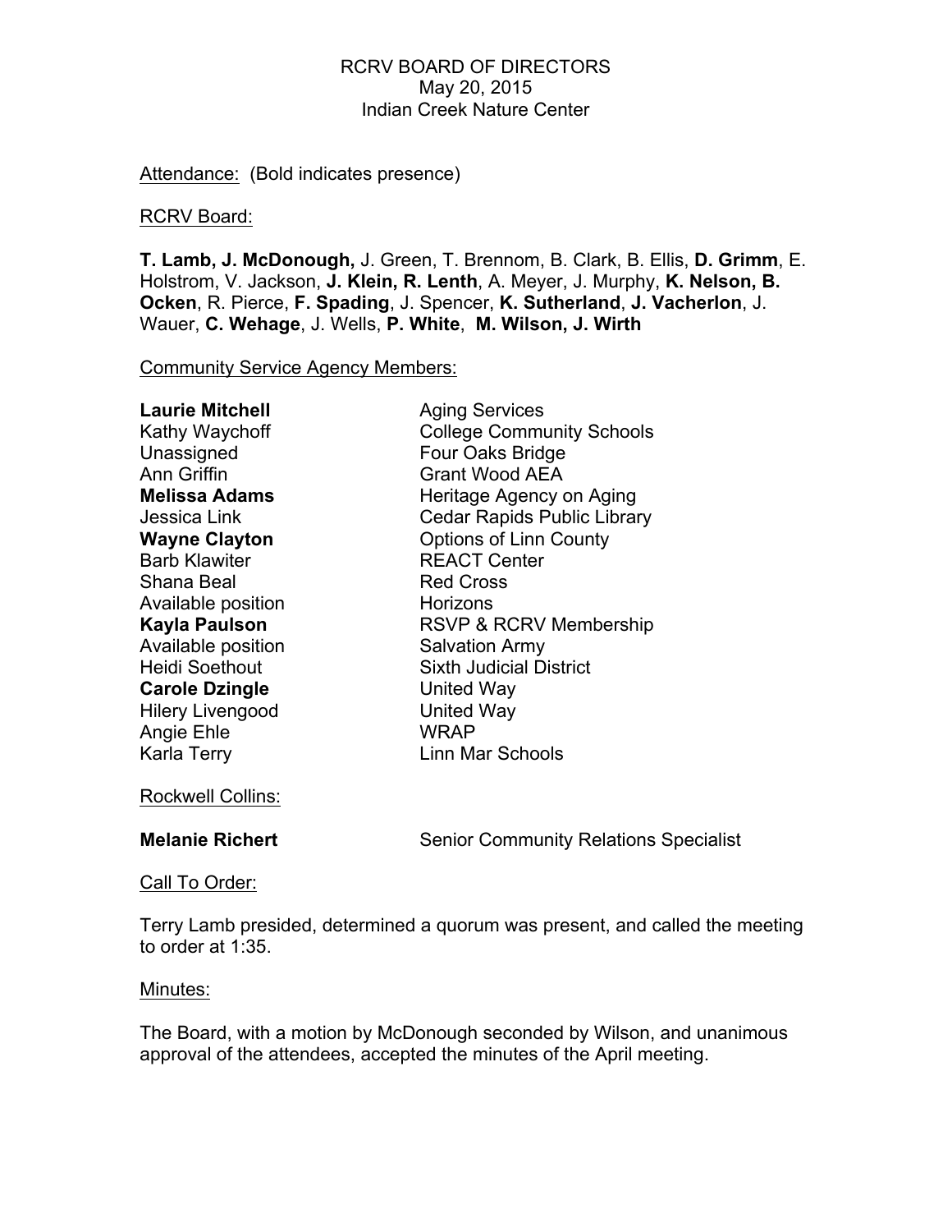RCRV BOARD OF DIRECTORS
May 20, 2015
Indian Creek Nature Center

Attendance: (Bold indicates presence)

RCRV Board:

**T. Lamb, J. McDonough,** J. Green, T. Brennom, B. Clark, B. Ellis, **D. Grimm**, E. Holstrom, V. Jackson, **J. Klein, R. Lenth**, A. Meyer, J. Murphy, **K. Nelson, B. Ocken**, R. Pierce, **F. Spading**, J. Spencer, **K. Sutherland**, **J. Vacherlon**, J. Wauer, **C. Wehage**, J. Wells, **P. White**, **M. Wilson, J. Wirth**

Community Service Agency Members:

| | |
|---|---|
| **Laurie Mitchell** | Aging Services |
| Kathy Waychoff | College Community Schools |
| Unassigned | Four Oaks Bridge |
| Ann Griffin | Grant Wood AEA |
| **Melissa Adams** | Heritage Agency on Aging |
| Jessica Link | Cedar Rapids Public Library |
| **Wayne Clayton** | Options of Linn County |
| Barb Klawiter | REACT Center |
| Shana Beal | Red Cross |
| Available position | Horizons |
| **Kayla Paulson** | RSVP & RCRV Membership |
| Available position | Salvation Army |
| Heidi Soethout | Sixth Judicial District |
| **Carole Dzingle** | United Way |
| Hilery Livengood | United Way |
| Angie Ehle | WRAP |
| Karla Terry | Linn Mar Schools |

Rockwell Collins:

**Melanie Richert** Senior Community Relations Specialist

Call To Order:

Terry Lamb presided, determined a quorum was present, and called the meeting to order at 1:35.

Minutes:

The Board, with a motion by McDonough seconded by Wilson, and unanimous approval of the attendees, accepted the minutes of the April meeting.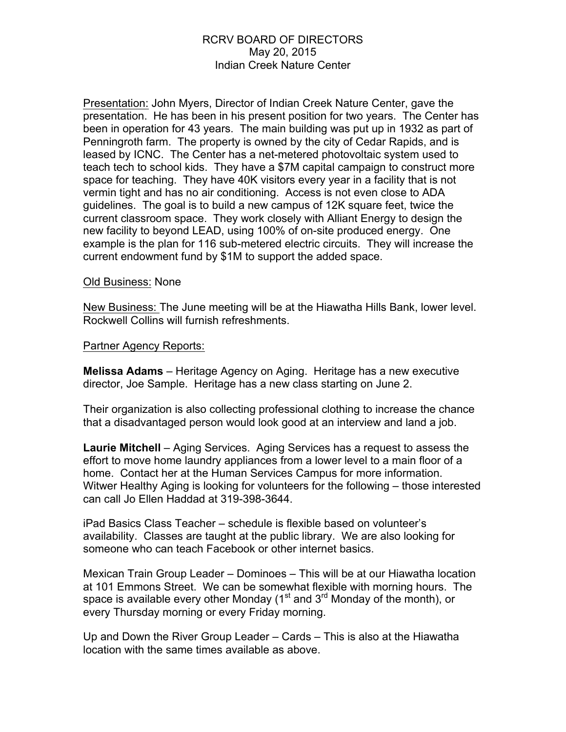RCRV BOARD OF DIRECTORS
May 20, 2015
Indian Creek Nature Center

Presentation: John Myers, Director of Indian Creek Nature Center, gave the presentation. He has been in his present position for two years. The Center has been in operation for 43 years. The main building was put up in 1932 as part of Penningroth farm. The property is owned by the city of Cedar Rapids, and is leased by ICNC. The Center has a net-metered photovoltaic system used to teach tech to school kids. They have a $7M capital campaign to construct more space for teaching. They have 40K visitors every year in a facility that is not vermin tight and has no air conditioning. Access is not even close to ADA guidelines. The goal is to build a new campus of 12K square feet, twice the current classroom space. They work closely with Alliant Energy to design the new facility to beyond LEAD, using 100% of on-site produced energy. One example is the plan for 116 sub-metered electric circuits. They will increase the current endowment fund by $1M to support the added space.

Old Business: None

New Business: The June meeting will be at the Hiawatha Hills Bank, lower level. Rockwell Collins will furnish refreshments.

Partner Agency Reports:

**Melissa Adams** – Heritage Agency on Aging. Heritage has a new executive director, Joe Sample. Heritage has a new class starting on June 2.

Their organization is also collecting professional clothing to increase the chance that a disadvantaged person would look good at an interview and land a job.

**Laurie Mitchell** – Aging Services. Aging Services has a request to assess the effort to move home laundry appliances from a lower level to a main floor of a home. Contact her at the Human Services Campus for more information. Witwer Healthy Aging is looking for volunteers for the following – those interested can call Jo Ellen Haddad at 319-398-3644.

iPad Basics Class Teacher – schedule is flexible based on volunteer's availability. Classes are taught at the public library. We are also looking for someone who can teach Facebook or other internet basics.

Mexican Train Group Leader – Dominoes – This will be at our Hiawatha location at 101 Emmons Street. We can be somewhat flexible with morning hours. The space is available every other Monday (1st and 3rd Monday of the month), or every Thursday morning or every Friday morning.

Up and Down the River Group Leader – Cards – This is also at the Hiawatha location with the same times available as above.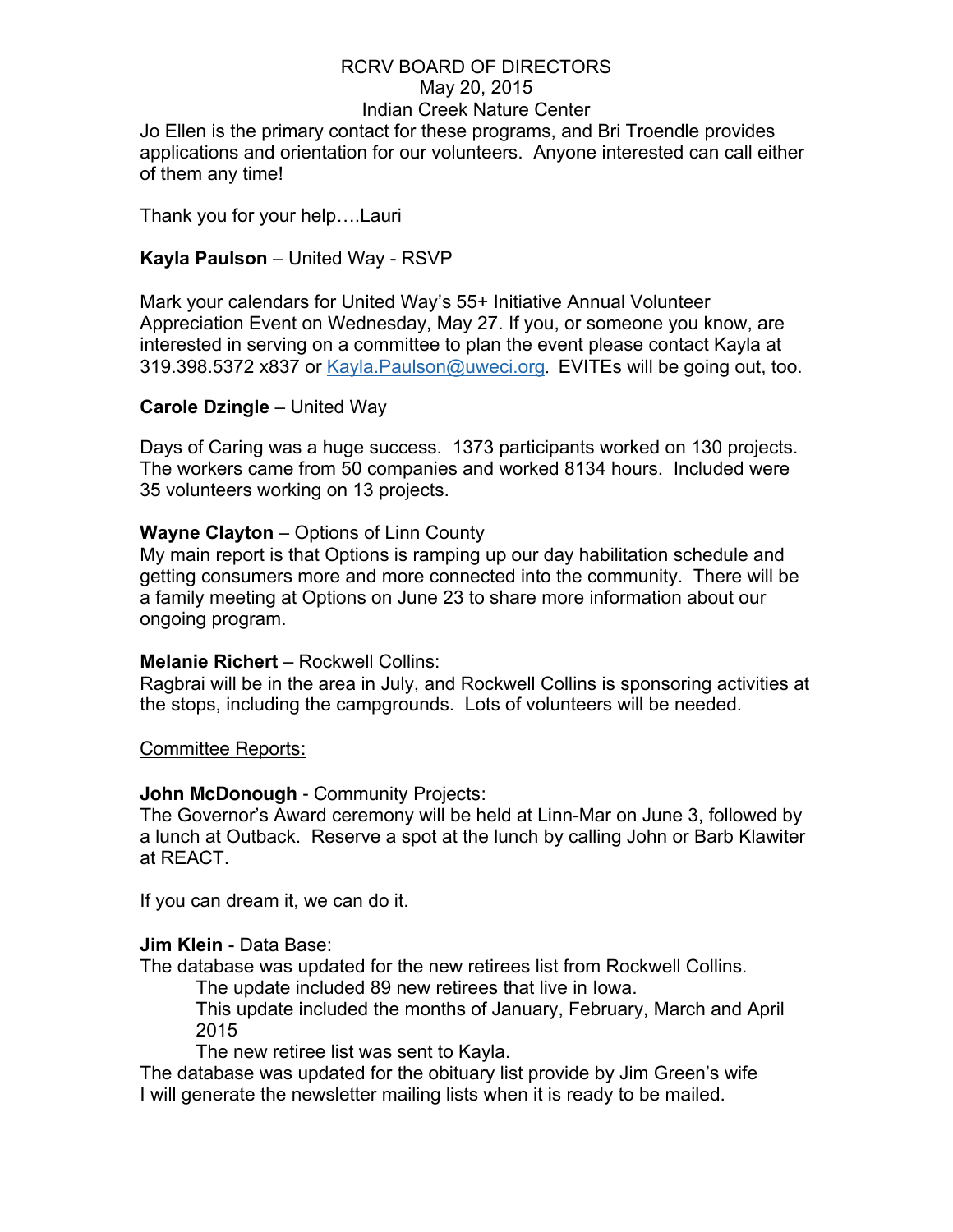Jo Ellen is the primary contact for these programs, and Bri Troendle provides applications and orientation for our volunteers. Anyone interested can call either of them any time!

Thank you for your help….Lauri

**Kayla Paulson** – United Way - RSVP

Mark your calendars for United Way's 55+ Initiative Annual Volunteer Appreciation Event on Wednesday, May 27. If you, or someone you know, are interested in serving on a committee to plan the event please contact Kayla at 319.398.5372 x837 or Kayla.Paulson@uweci.org. EVITEs will be going out, too.

**Carole Dzingle** – United Way

Days of Caring was a huge success. 1373 participants worked on 130 projects. The workers came from 50 companies and worked 8134 hours. Included were 35 volunteers working on 13 projects.

**Wayne Clayton** – Options of Linn County
My main report is that Options is ramping up our day habilitation schedule and getting consumers more and more connected into the community. There will be a family meeting at Options on June 23 to share more information about our ongoing program.

**Melanie Richert** – Rockwell Collins:
Ragbrai will be in the area in July, and Rockwell Collins is sponsoring activities at the stops, including the campgrounds. Lots of volunteers will be needed.

Committee Reports:

**John McDonough** - Community Projects:
The Governor's Award ceremony will be held at Linn-Mar on June 3, followed by a lunch at Outback. Reserve a spot at the lunch by calling John or Barb Klawiter at REACT.

If you can dream it, we can do it.

**Jim Klein** - Data Base:
The database was updated for the new retirees list from Rockwell Collins.

- The update included 89 new retirees that live in Iowa.
- This update included the months of January, February, March and April 2015
- The new retiree list was sent to Kayla.

The database was updated for the obituary list provide by Jim Green's wife
I will generate the newsletter mailing lists when it is ready to be mailed.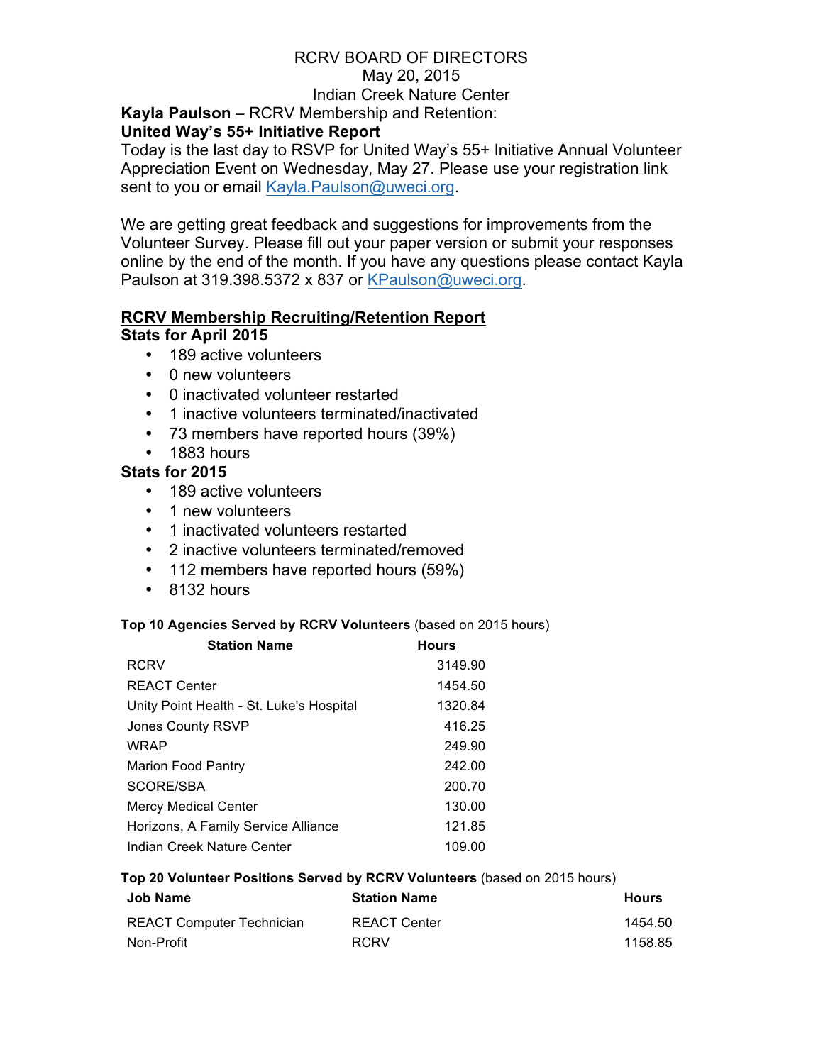RCRV BOARD OF DIRECTORS
May 20, 2015
Indian Creek Nature Center

**Kayla Paulson** – RCRV Membership and Retention:

## United Way's 55+ Initiative Report

Today is the last day to RSVP for United Way's 55+ Initiative Annual Volunteer Appreciation Event on Wednesday, May 27. Please use your registration link sent to you or email Kayla.Paulson@uweci.org.

We are getting great feedback and suggestions for improvements from the Volunteer Survey. Please fill out your paper version or submit your responses online by the end of the month. If you have any questions please contact Kayla Paulson at 319.398.5372 x 837 or KPaulson@uweci.org.

## RCRV Membership Recruiting/Retention Report

**Stats for April 2015**

- 189 active volunteers
- 0 new volunteers
- 0 inactivated volunteer restarted
- 1 inactive volunteers terminated/inactivated
- 73 members have reported hours (39%)
- 1883 hours

**Stats for 2015**

- 189 active volunteers
- 1 new volunteers
- 1 inactivated volunteers restarted
- 2 inactive volunteers terminated/removed
- 112 members have reported hours (59%)
- 8132 hours

**Top 10 Agencies Served by RCRV Volunteers** (based on 2015 hours)

| Station Name | Hours |
|---|---|
| RCRV | 3149.90 |
| REACT Center | 1454.50 |
| Unity Point Health - St. Luke's Hospital | 1320.84 |
| Jones County RSVP | 416.25 |
| WRAP | 249.90 |
| Marion Food Pantry | 242.00 |
| SCORE/SBA | 200.70 |
| Mercy Medical Center | 130.00 |
| Horizons, A Family Service Alliance | 121.85 |
| Indian Creek Nature Center | 109.00 |

**Top 20 Volunteer Positions Served by RCRV Volunteers** (based on 2015 hours)

| Job Name | Station Name | Hours |
|---|---|---|
| REACT Computer Technician | REACT Center | 1454.50 |
| Non-Profit | RCRV | 1158.85 |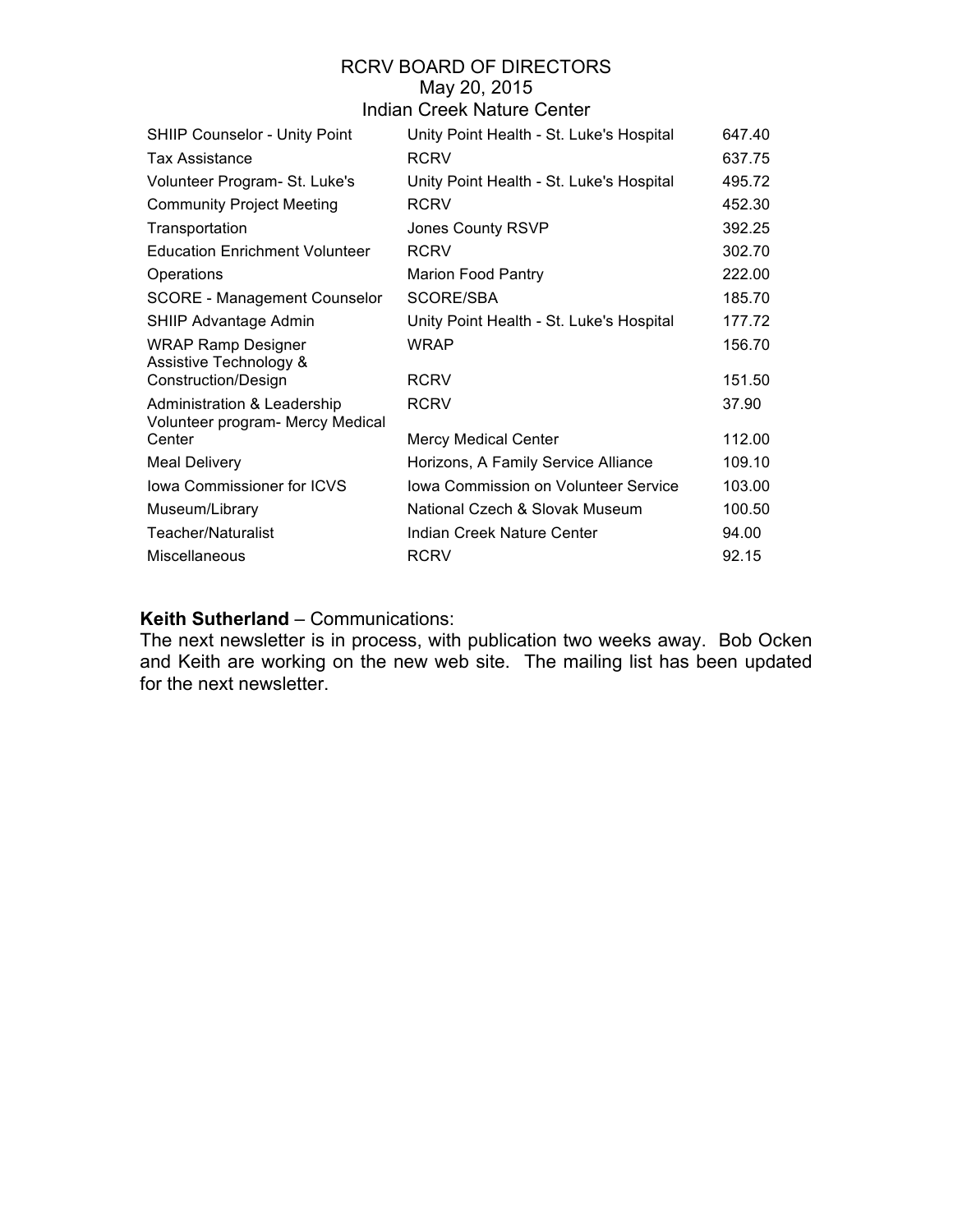RCRV BOARD OF DIRECTORS
May 20, 2015
Indian Creek Nature Center

| | | |
|---|---|---|
| SHIIP Counselor - Unity Point | Unity Point Health - St. Luke's Hospital | 647.40 |
| Tax Assistance | RCRV | 637.75 |
| Volunteer Program- St. Luke's | Unity Point Health - St. Luke's Hospital | 495.72 |
| Community Project Meeting | RCRV | 452.30 |
| Transportation | Jones County RSVP | 392.25 |
| Education Enrichment Volunteer | RCRV | 302.70 |
| Operations | Marion Food Pantry | 222.00 |
| SCORE - Management Counselor | SCORE/SBA | 185.70 |
| SHIIP Advantage Admin | Unity Point Health - St. Luke's Hospital | 177.72 |
| WRAP Ramp Designer | WRAP | 156.70 |
| Assistive Technology & Construction/Design | RCRV | 151.50 |
| Administration & Leadership | RCRV | 37.90 |
| Volunteer program- Mercy Medical Center | Mercy Medical Center | 112.00 |
| Meal Delivery | Horizons, A Family Service Alliance | 109.10 |
| Iowa Commissioner for ICVS | Iowa Commission on Volunteer Service | 103.00 |
| Museum/Library | National Czech & Slovak Museum | 100.50 |
| Teacher/Naturalist | Indian Creek Nature Center | 94.00 |
| Miscellaneous | RCRV | 92.15 |

**Keith Sutherland** – Communications:
The next newsletter is in process, with publication two weeks away. Bob Ocken and Keith are working on the new web site. The mailing list has been updated for the next newsletter.